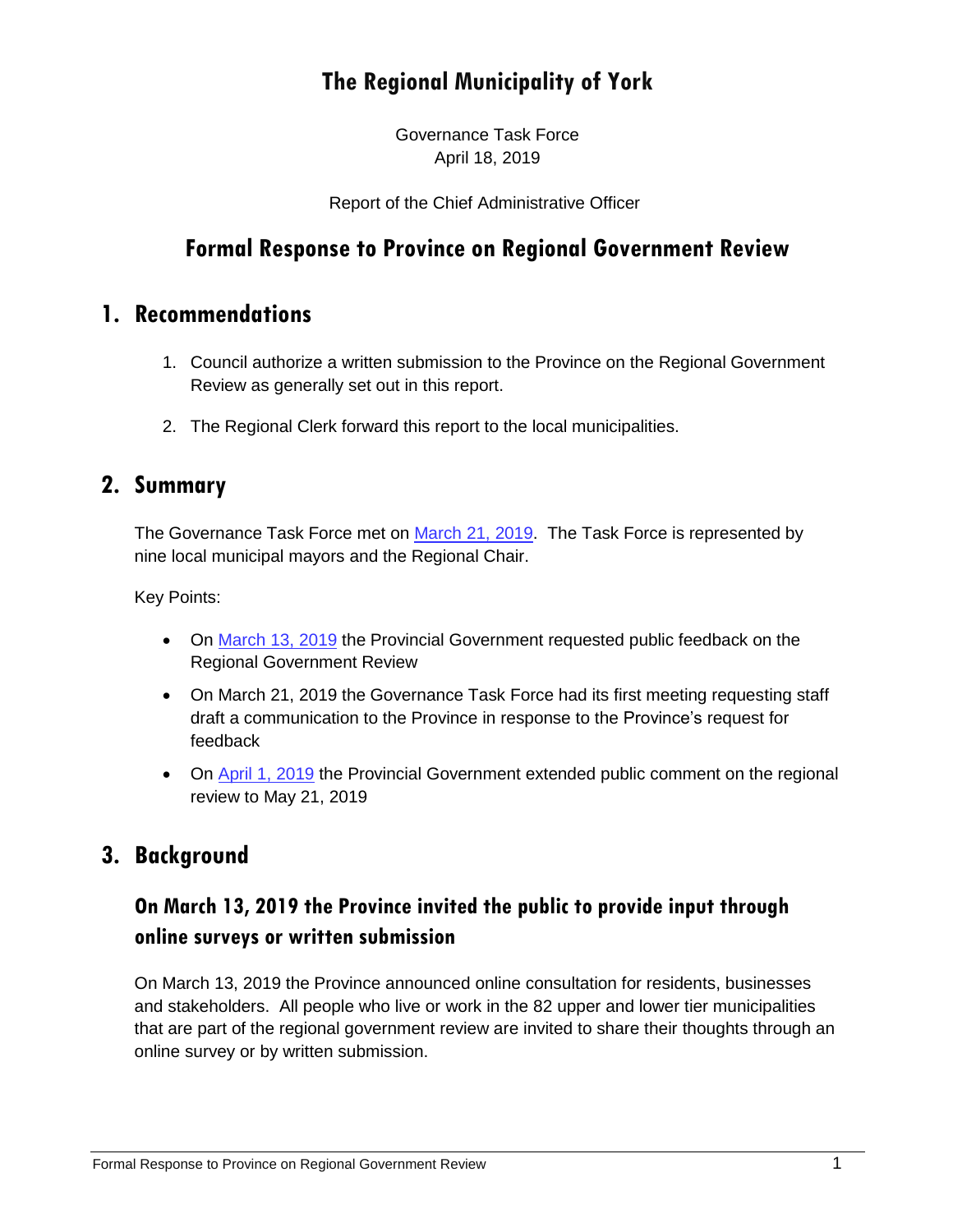# The Regional Municipality of York

Governance Task Force
April 18, 2019

Report of the Chief Administrative Officer

## Formal Response to Province on Regional Government Review

## 1. Recommendations

1. Council authorize a written submission to the Province on the Regional Government Review as generally set out in this report.
2. The Regional Clerk forward this report to the local municipalities.

## 2. Summary

The Governance Task Force met on March 21, 2019. The Task Force is represented by nine local municipal mayors and the Regional Chair.

Key Points:

- On March 13, 2019 the Provincial Government requested public feedback on the Regional Government Review
- On March 21, 2019 the Governance Task Force had its first meeting requesting staff draft a communication to the Province in response to the Province's request for feedback
- On April 1, 2019 the Provincial Government extended public comment on the regional review to May 21, 2019

## 3. Background

### On March 13, 2019 the Province invited the public to provide input through online surveys or written submission

On March 13, 2019 the Province announced online consultation for residents, businesses and stakeholders. All people who live or work in the 82 upper and lower tier municipalities that are part of the regional government review are invited to share their thoughts through an online survey or by written submission.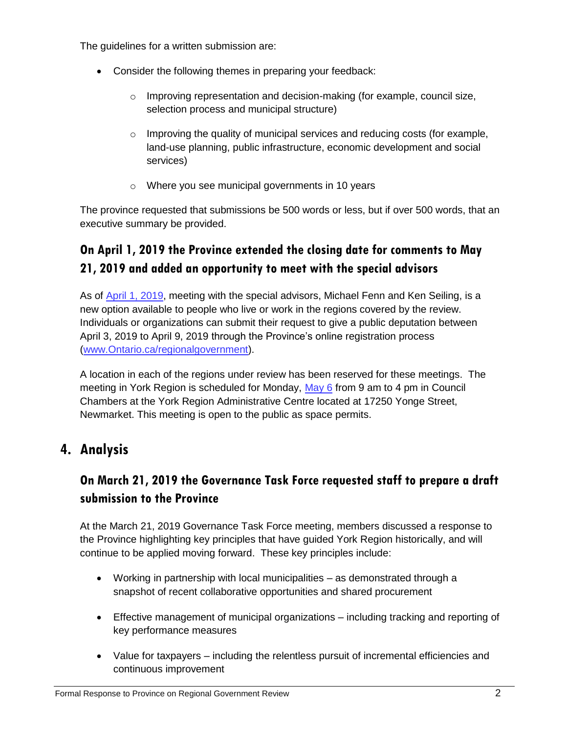The guidelines for a written submission are:

- Consider the following themes in preparing your feedback:
  - Improving representation and decision-making (for example, council size, selection process and municipal structure)
  - Improving the quality of municipal services and reducing costs (for example, land-use planning, public infrastructure, economic development and social services)
  - Where you see municipal governments in 10 years

The province requested that submissions be 500 words or less, but if over 500 words, that an executive summary be provided.

### On April 1, 2019 the Province extended the closing date for comments to May 21, 2019 and added an opportunity to meet with the special advisors

As of [April 1, 2019](), meeting with the special advisors, Michael Fenn and Ken Seiling, is a new option available to people who live or work in the regions covered by the review. Individuals or organizations can submit their request to give a public deputation between April 3, 2019 to April 9, 2019 through the Province's online registration process ([www.Ontario.ca/regionalgovernment]()).

A location in each of the regions under review has been reserved for these meetings. The meeting in York Region is scheduled for Monday, [May 6]() from 9 am to 4 pm in Council Chambers at the York Region Administrative Centre located at 17250 Yonge Street, Newmarket. This meeting is open to the public as space permits.

## 4. Analysis

### On March 21, 2019 the Governance Task Force requested staff to prepare a draft submission to the Province

At the March 21, 2019 Governance Task Force meeting, members discussed a response to the Province highlighting key principles that have guided York Region historically, and will continue to be applied moving forward. These key principles include:

- Working in partnership with local municipalities – as demonstrated through a snapshot of recent collaborative opportunities and shared procurement
- Effective management of municipal organizations – including tracking and reporting of key performance measures
- Value for taxpayers – including the relentless pursuit of incremental efficiencies and continuous improvement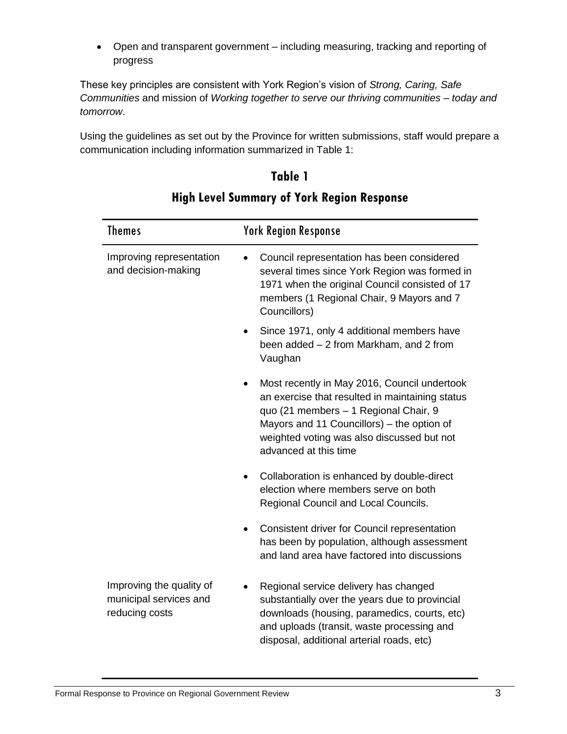- Open and transparent government – including measuring, tracking and reporting of progress

These key principles are consistent with York Region's vision of *Strong, Caring, Safe Communities* and mission of *Working together to serve our thriving communities – today and tomorrow*.

Using the guidelines as set out by the Province for written submissions, staff would prepare a communication including information summarized in Table 1:

**Table 1**

**High Level Summary of York Region Response**

| Themes | York Region Response |
|---|---|
| Improving representation and decision-making | • Council representation has been considered several times since York Region was formed in 1971 when the original Council consisted of 17 members (1 Regional Chair, 9 Mayors and 7 Councillors)<br>• Since 1971, only 4 additional members have been added – 2 from Markham, and 2 from Vaughan<br>• Most recently in May 2016, Council undertook an exercise that resulted in maintaining status quo (21 members – 1 Regional Chair, 9 Mayors and 11 Councillors) – the option of weighted voting was also discussed but not advanced at this time<br>• Collaboration is enhanced by double-direct election where members serve on both Regional Council and Local Councils.<br>• Consistent driver for Council representation has been by population, although assessment and land area have factored into discussions |
| Improving the quality of municipal services and reducing costs | • Regional service delivery has changed substantially over the years due to provincial downloads (housing, paramedics, courts, etc) and uploads (transit, waste processing and disposal, additional arterial roads, etc) |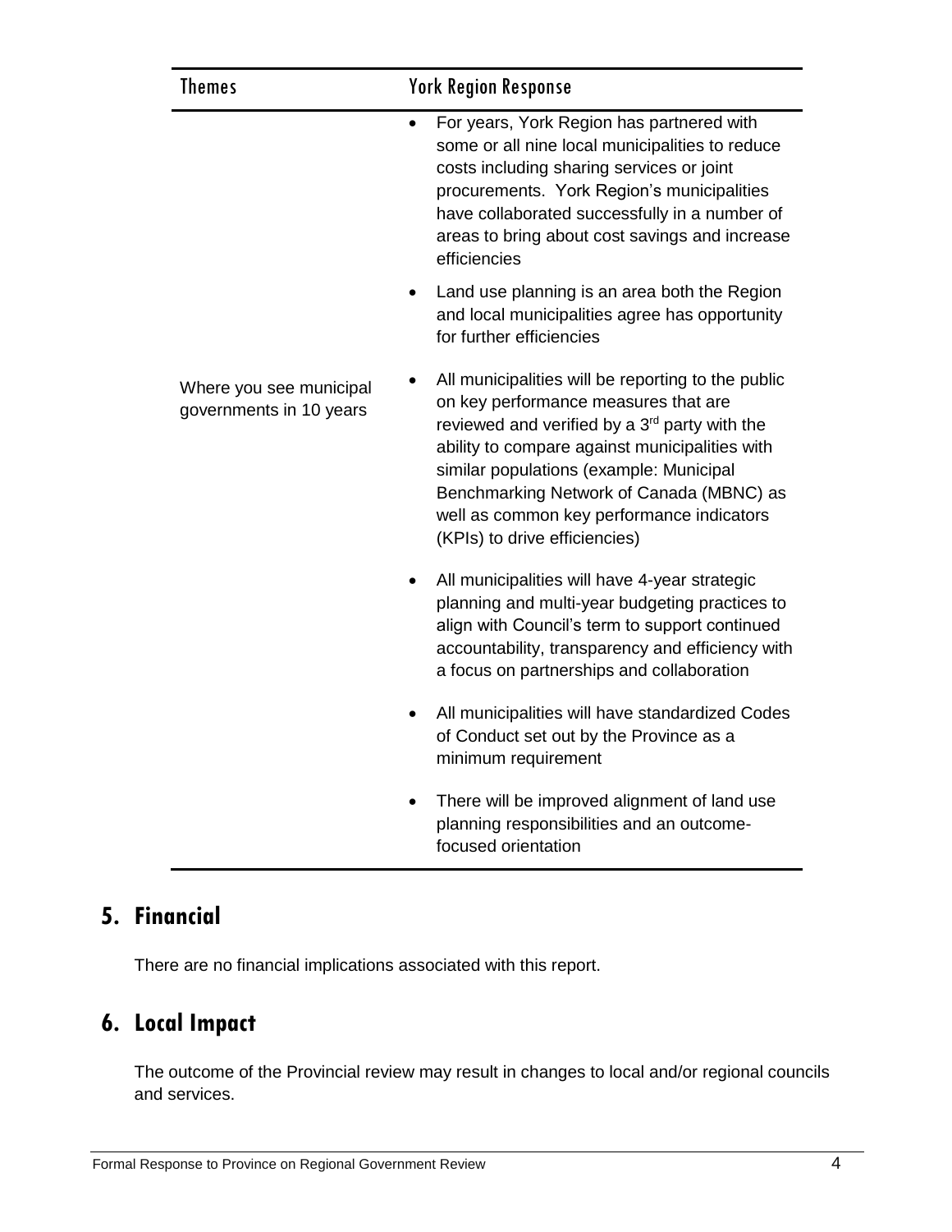| Themes | York Region Response |
| --- | --- |
| Where you see municipal governments in 10 years | • For years, York Region has partnered with some or all nine local municipalities to reduce costs including sharing services or joint procurements. York Region's municipalities have collaborated successfully in a number of areas to bring about cost savings and increase efficiencies<br>• Land use planning is an area both the Region and local municipalities agree has opportunity for further efficiencies<br>• All municipalities will be reporting to the public on key performance measures that are reviewed and verified by a 3rd party with the ability to compare against municipalities with similar populations (example: Municipal Benchmarking Network of Canada (MBNC) as well as common key performance indicators (KPIs) to drive efficiencies)<br>• All municipalities will have 4-year strategic planning and multi-year budgeting practices to align with Council's term to support continued accountability, transparency and efficiency with a focus on partnerships and collaboration<br>• All municipalities will have standardized Codes of Conduct set out by the Province as a minimum requirement<br>• There will be improved alignment of land use planning responsibilities and an outcome-focused orientation |

## 5. Financial

There are no financial implications associated with this report.

## 6. Local Impact

The outcome of the Provincial review may result in changes to local and/or regional councils and services.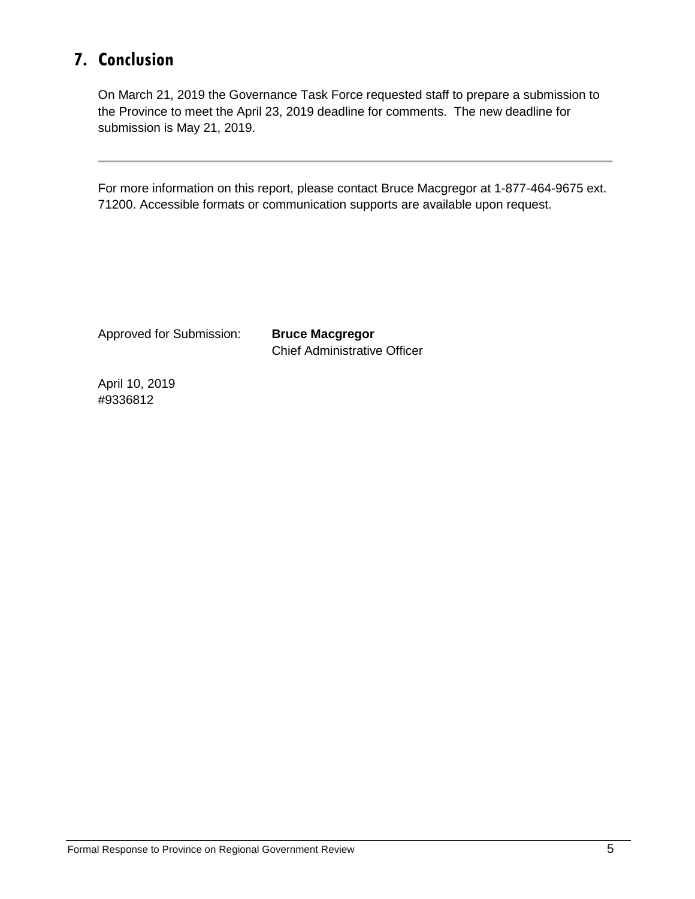## 7. Conclusion

On March 21, 2019 the Governance Task Force requested staff to prepare a submission to the Province to meet the April 23, 2019 deadline for comments. The new deadline for submission is May 21, 2019.

---

For more information on this report, please contact Bruce Macgregor at 1-877-464-9675 ext. 71200. Accessible formats or communication supports are available upon request.

Approved for Submission: **Bruce Macgregor**
Chief Administrative Officer

April 10, 2019
#9336812